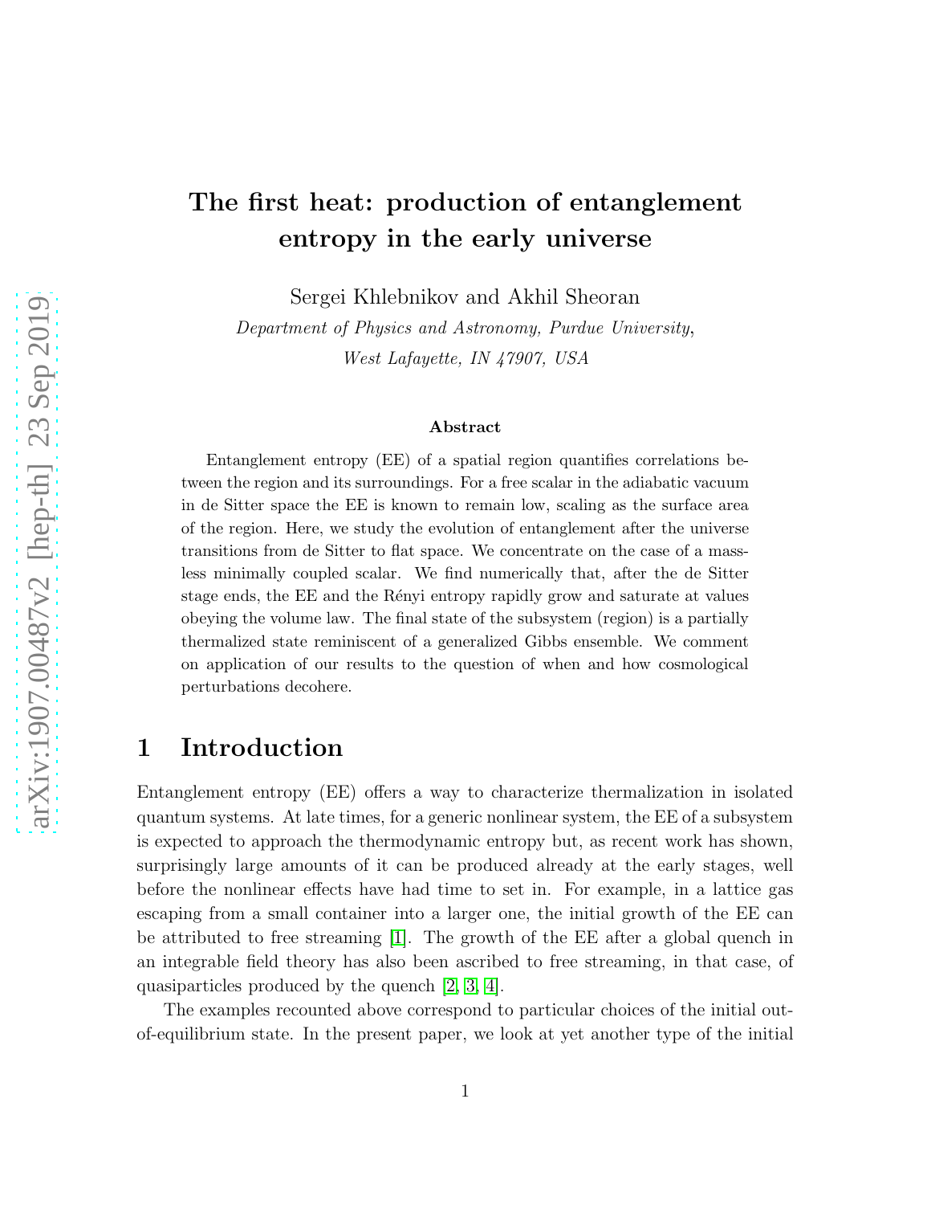# The first heat: production of entanglement entropy in the early universe

Sergei Khlebnikov and Akhil Sheoran

*Department of Physics and Astronomy, Purdue University,*
*West Lafayette, IN 47907, USA*

### Abstract

Entanglement entropy (EE) of a spatial region quantifies correlations between the region and its surroundings. For a free scalar in the adiabatic vacuum in de Sitter space the EE is known to remain low, scaling as the surface area of the region. Here, we study the evolution of entanglement after the universe transitions from de Sitter to flat space. We concentrate on the case of a massless minimally coupled scalar. We find numerically that, after the de Sitter stage ends, the EE and the Rényi entropy rapidly grow and saturate at values obeying the volume law. The final state of the subsystem (region) is a partially thermalized state reminiscent of a generalized Gibbs ensemble. We comment on application of our results to the question of when and how cosmological perturbations decohere.

## 1 Introduction

Entanglement entropy (EE) offers a way to characterize thermalization in isolated quantum systems. At late times, for a generic nonlinear system, the EE of a subsystem is expected to approach the thermodynamic entropy but, as recent work has shown, surprisingly large amounts of it can be produced already at the early stages, well before the nonlinear effects have had time to set in. For example, in a lattice gas escaping from a small container into a larger one, the initial growth of the EE can be attributed to free streaming [1]. The growth of the EE after a global quench in an integrable field theory has also been ascribed to free streaming, in that case, of quasiparticles produced by the quench [2, 3, 4].

The examples recounted above correspond to particular choices of the initial out-of-equilibrium state. In the present paper, we look at yet another type of the initial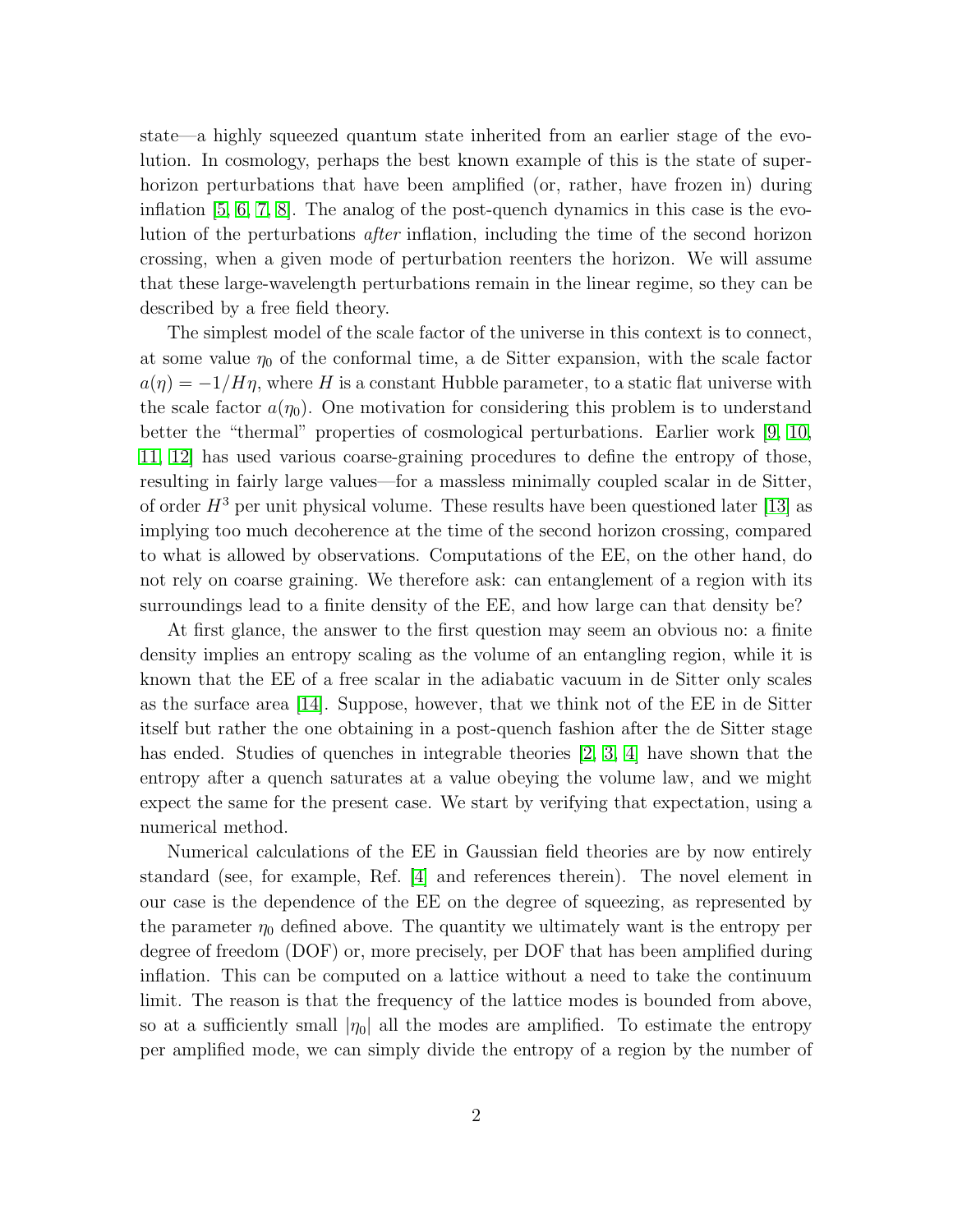state—a highly squeezed quantum state inherited from an earlier stage of the evolution. In cosmology, perhaps the best known example of this is the state of superhorizon perturbations that have been amplified (or, rather, have frozen in) during inflation [5, 6, 7, 8]. The analog of the post-quench dynamics in this case is the evolution of the perturbations *after* inflation, including the time of the second horizon crossing, when a given mode of perturbation reenters the horizon. We will assume that these large-wavelength perturbations remain in the linear regime, so they can be described by a free field theory.

The simplest model of the scale factor of the universe in this context is to connect, at some value $\eta_0$ of the conformal time, a de Sitter expansion, with the scale factor $a(\eta) = -1/H\eta$, where $H$ is a constant Hubble parameter, to a static flat universe with the scale factor $a(\eta_0)$. One motivation for considering this problem is to understand better the "thermal" properties of cosmological perturbations. Earlier work [9, 10, 11, 12] has used various coarse-graining procedures to define the entropy of those, resulting in fairly large values—for a massless minimally coupled scalar in de Sitter, of order $H^3$ per unit physical volume. These results have been questioned later [13] as implying too much decoherence at the time of the second horizon crossing, compared to what is allowed by observations. Computations of the EE, on the other hand, do not rely on coarse graining. We therefore ask: can entanglement of a region with its surroundings lead to a finite density of the EE, and how large can that density be?

At first glance, the answer to the first question may seem an obvious no: a finite density implies an entropy scaling as the volume of an entangling region, while it is known that the EE of a free scalar in the adiabatic vacuum in de Sitter only scales as the surface area [14]. Suppose, however, that we think not of the EE in de Sitter itself but rather the one obtaining in a post-quench fashion after the de Sitter stage has ended. Studies of quenches in integrable theories [2, 3, 4] have shown that the entropy after a quench saturates at a value obeying the volume law, and we might expect the same for the present case. We start by verifying that expectation, using a numerical method.

Numerical calculations of the EE in Gaussian field theories are by now entirely standard (see, for example, Ref. [4] and references therein). The novel element in our case is the dependence of the EE on the degree of squeezing, as represented by the parameter $\eta_0$ defined above. The quantity we ultimately want is the entropy per degree of freedom (DOF) or, more precisely, per DOF that has been amplified during inflation. This can be computed on a lattice without a need to take the continuum limit. The reason is that the frequency of the lattice modes is bounded from above, so at a sufficiently small $|\eta_0|$ all the modes are amplified. To estimate the entropy per amplified mode, we can simply divide the entropy of a region by the number of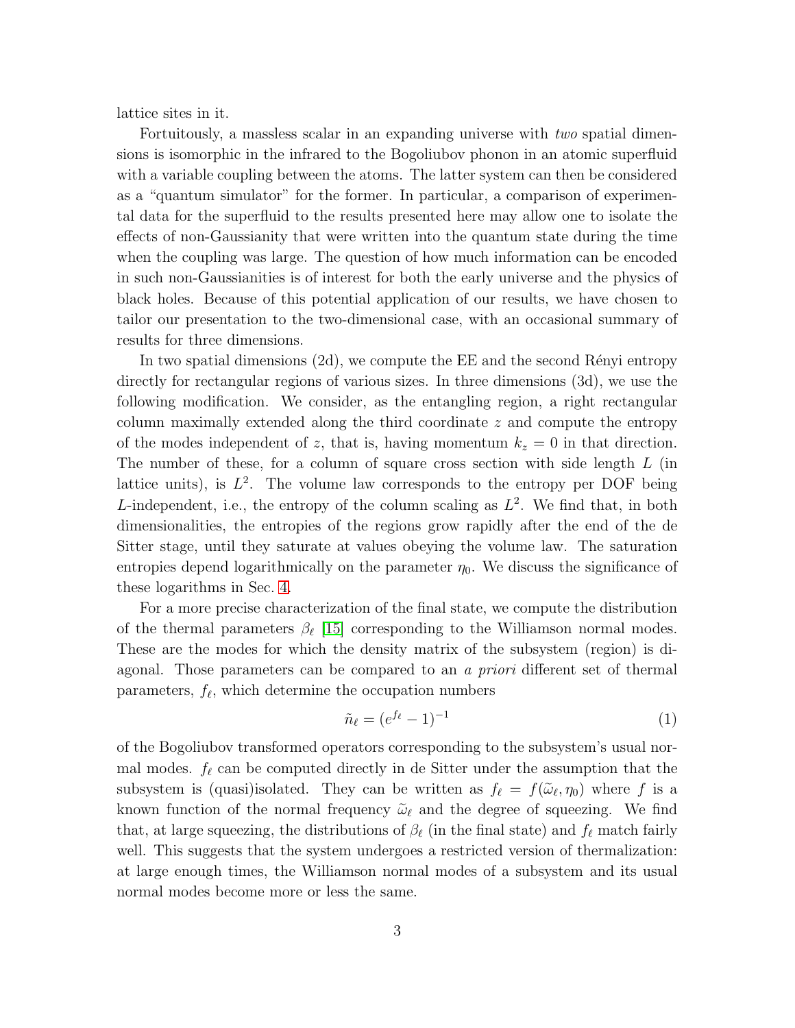lattice sites in it.

Fortuitously, a massless scalar in an expanding universe with *two* spatial dimensions is isomorphic in the infrared to the Bogoliubov phonon in an atomic superfluid with a variable coupling between the atoms. The latter system can then be considered as a "quantum simulator" for the former. In particular, a comparison of experimental data for the superfluid to the results presented here may allow one to isolate the effects of non-Gaussianity that were written into the quantum state during the time when the coupling was large. The question of how much information can be encoded in such non-Gaussianities is of interest for both the early universe and the physics of black holes. Because of this potential application of our results, we have chosen to tailor our presentation to the two-dimensional case, with an occasional summary of results for three dimensions.

In two spatial dimensions (2d), we compute the EE and the second Rényi entropy directly for rectangular regions of various sizes. In three dimensions (3d), we use the following modification. We consider, as the entangling region, a right rectangular column maximally extended along the third coordinate $z$ and compute the entropy of the modes independent of $z$, that is, having momentum $k_z = 0$ in that direction. The number of these, for a column of square cross section with side length $L$ (in lattice units), is $L^2$. The volume law corresponds to the entropy per DOF being $L$-independent, i.e., the entropy of the column scaling as $L^2$. We find that, in both dimensionalities, the entropies of the regions grow rapidly after the end of the de Sitter stage, until they saturate at values obeying the volume law. The saturation entropies depend logarithmically on the parameter $\eta_0$. We discuss the significance of these logarithms in Sec. 4.

For a more precise characterization of the final state, we compute the distribution of the thermal parameters $\beta_\ell$ [15] corresponding to the Williamson normal modes. These are the modes for which the density matrix of the subsystem (region) is diagonal. Those parameters can be compared to an *a priori* different set of thermal parameters, $f_\ell$, which determine the occupation numbers

$$\tilde{n}_\ell = (e^{f_\ell} - 1)^{-1} \tag{1}$$

of the Bogoliubov transformed operators corresponding to the subsystem's usual normal modes. $f_\ell$ can be computed directly in de Sitter under the assumption that the subsystem is (quasi)isolated. They can be written as $f_\ell = f(\widetilde{\omega}_\ell, \eta_0)$ where $f$ is a known function of the normal frequency $\widetilde{\omega}_\ell$ and the degree of squeezing. We find that, at large squeezing, the distributions of $\beta_\ell$ (in the final state) and $f_\ell$ match fairly well. This suggests that the system undergoes a restricted version of thermalization: at large enough times, the Williamson normal modes of a subsystem and its usual normal modes become more or less the same.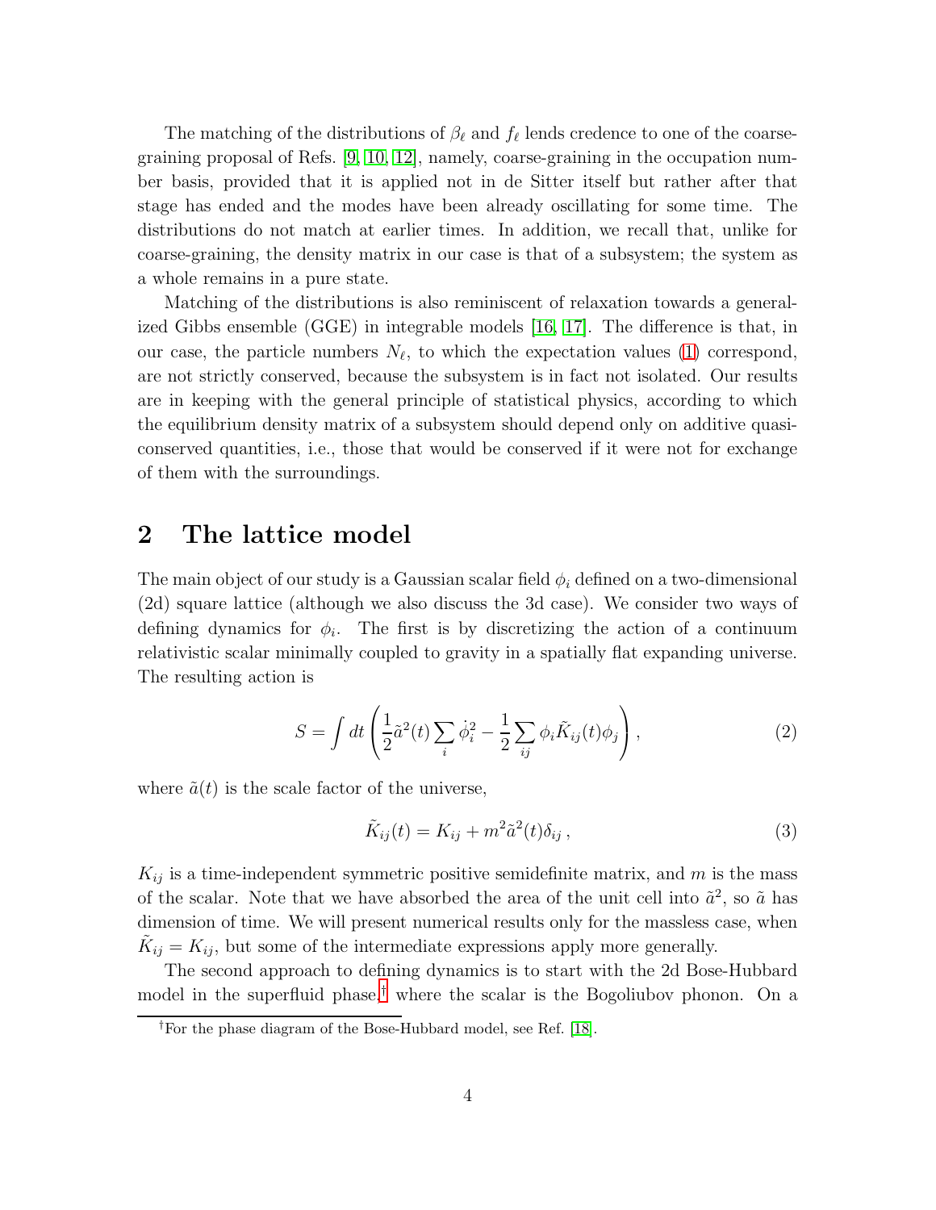The matching of the distributions of $\beta_\ell$ and $f_\ell$ lends credence to one of the coarse-graining proposal of Refs. [9, 10, 12], namely, coarse-graining in the occupation number basis, provided that it is applied not in de Sitter itself but rather after that stage has ended and the modes have been already oscillating for some time. The distributions do not match at earlier times. In addition, we recall that, unlike for coarse-graining, the density matrix in our case is that of a subsystem; the system as a whole remains in a pure state.

Matching of the distributions is also reminiscent of relaxation towards a generalized Gibbs ensemble (GGE) in integrable models [16, 17]. The difference is that, in our case, the particle numbers $N_\ell$, to which the expectation values (1) correspond, are not strictly conserved, because the subsystem is in fact not isolated. Our results are in keeping with the general principle of statistical physics, according to which the equilibrium density matrix of a subsystem should depend only on additive quasi-conserved quantities, i.e., those that would be conserved if it were not for exchange of them with the surroundings.

## 2 The lattice model

The main object of our study is a Gaussian scalar field $\phi_i$ defined on a two-dimensional (2d) square lattice (although we also discuss the 3d case). We consider two ways of defining dynamics for $\phi_i$. The first is by discretizing the action of a continuum relativistic scalar minimally coupled to gravity in a spatially flat expanding universe. The resulting action is

$$S = \int dt \left( \frac{1}{2} \tilde{a}^2(t) \sum_i \dot{\phi}_i^2 - \frac{1}{2} \sum_{ij} \phi_i \tilde{K}_{ij}(t) \phi_j \right) , \tag{2}$$

where $\tilde{a}(t)$ is the scale factor of the universe,

$$\tilde{K}_{ij}(t) = K_{ij} + m^2 \tilde{a}^2(t) \delta_{ij} \, , \tag{3}$$

$K_{ij}$ is a time-independent symmetric positive semidefinite matrix, and $m$ is the mass of the scalar. Note that we have absorbed the area of the unit cell into $\tilde{a}^2$, so $\tilde{a}$ has dimension of time. We will present numerical results only for the massless case, when $\tilde{K}_{ij} = K_{ij}$, but some of the intermediate expressions apply more generally.

The second approach to defining dynamics is to start with the 2d Bose-Hubbard model in the superfluid phase,[†] where the scalar is the Bogoliubov phonon. On a

[†]For the phase diagram of the Bose-Hubbard model, see Ref. [18].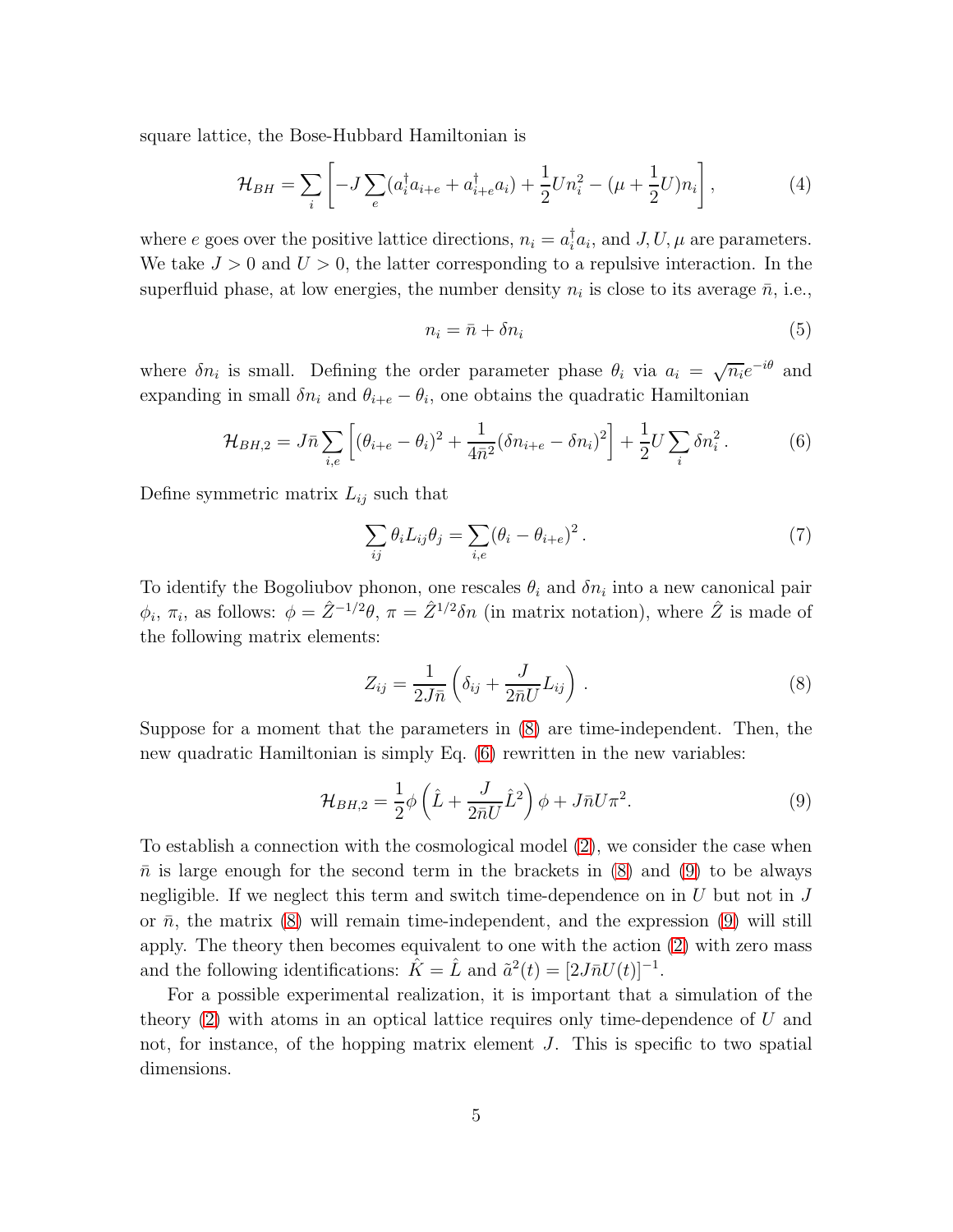square lattice, the Bose-Hubbard Hamiltonian is

$$\mathcal{H}_{BH} = \sum_i \left[ -J \sum_e (a_i^\dagger a_{i+e} + a_{i+e}^\dagger a_i) + \frac{1}{2} U n_i^2 - (\mu + \frac{1}{2} U) n_i \right] , \tag{4}$$

where $e$ goes over the positive lattice directions, $n_i = a_i^\dagger a_i$, and $J, U, \mu$ are parameters. We take $J > 0$ and $U > 0$, the latter corresponding to a repulsive interaction. In the superfluid phase, at low energies, the number density $n_i$ is close to its average $\bar{n}$, i.e.,

$$n_i = \bar{n} + \delta n_i \tag{5}$$

where $\delta n_i$ is small. Defining the order parameter phase $\theta_i$ via $a_i = \sqrt{n_i} e^{-i\theta}$ and expanding in small $\delta n_i$ and $\theta_{i+e} - \theta_i$, one obtains the quadratic Hamiltonian

$$\mathcal{H}_{BH,2} = J\bar{n} \sum_{i,e} \left[ (\theta_{i+e} - \theta_i)^2 + \frac{1}{4\bar{n}^2} (\delta n_{i+e} - \delta n_i)^2 \right] + \frac{1}{2} U \sum_i \delta n_i^2 \, . \tag{6}$$

Define symmetric matrix $L_{ij}$ such that

$$\sum_{ij} \theta_i L_{ij} \theta_j = \sum_{i,e} (\theta_i - \theta_{i+e})^2 \, . \tag{7}$$

To identify the Bogoliubov phonon, one rescales $\theta_i$ and $\delta n_i$ into a new canonical pair $\phi_i$, $\pi_i$, as follows: $\phi = \hat{Z}^{-1/2} \theta$, $\pi = \hat{Z}^{1/2} \delta n$ (in matrix notation), where $\hat{Z}$ is made of the following matrix elements:

$$Z_{ij} = \frac{1}{2J\bar{n}} \left( \delta_{ij} + \frac{J}{2\bar{n}U} L_{ij} \right) \, . \tag{8}$$

Suppose for a moment that the parameters in (8) are time-independent. Then, the new quadratic Hamiltonian is simply Eq. (6) rewritten in the new variables:

$$\mathcal{H}_{BH,2} = \frac{1}{2} \phi \left( \hat{L} + \frac{J}{2\bar{n}U} \hat{L}^2 \right) \phi + J\bar{n}U\pi^2 . \tag{9}$$

To establish a connection with the cosmological model (2), we consider the case when $\bar{n}$ is large enough for the second term in the brackets in (8) and (9) to be always negligible. If we neglect this term and switch time-dependence on in $U$ but not in $J$ or $\bar{n}$, the matrix (8) will remain time-independent, and the expression (9) will still apply. The theory then becomes equivalent to one with the action (2) with zero mass and the following identifications: $\hat{K} = \hat{L}$ and $\tilde{a}^2(t) = [2J\bar{n}U(t)]^{-1}$.

For a possible experimental realization, it is important that a simulation of the theory (2) with atoms in an optical lattice requires only time-dependence of $U$ and not, for instance, of the hopping matrix element $J$. This is specific to two spatial dimensions.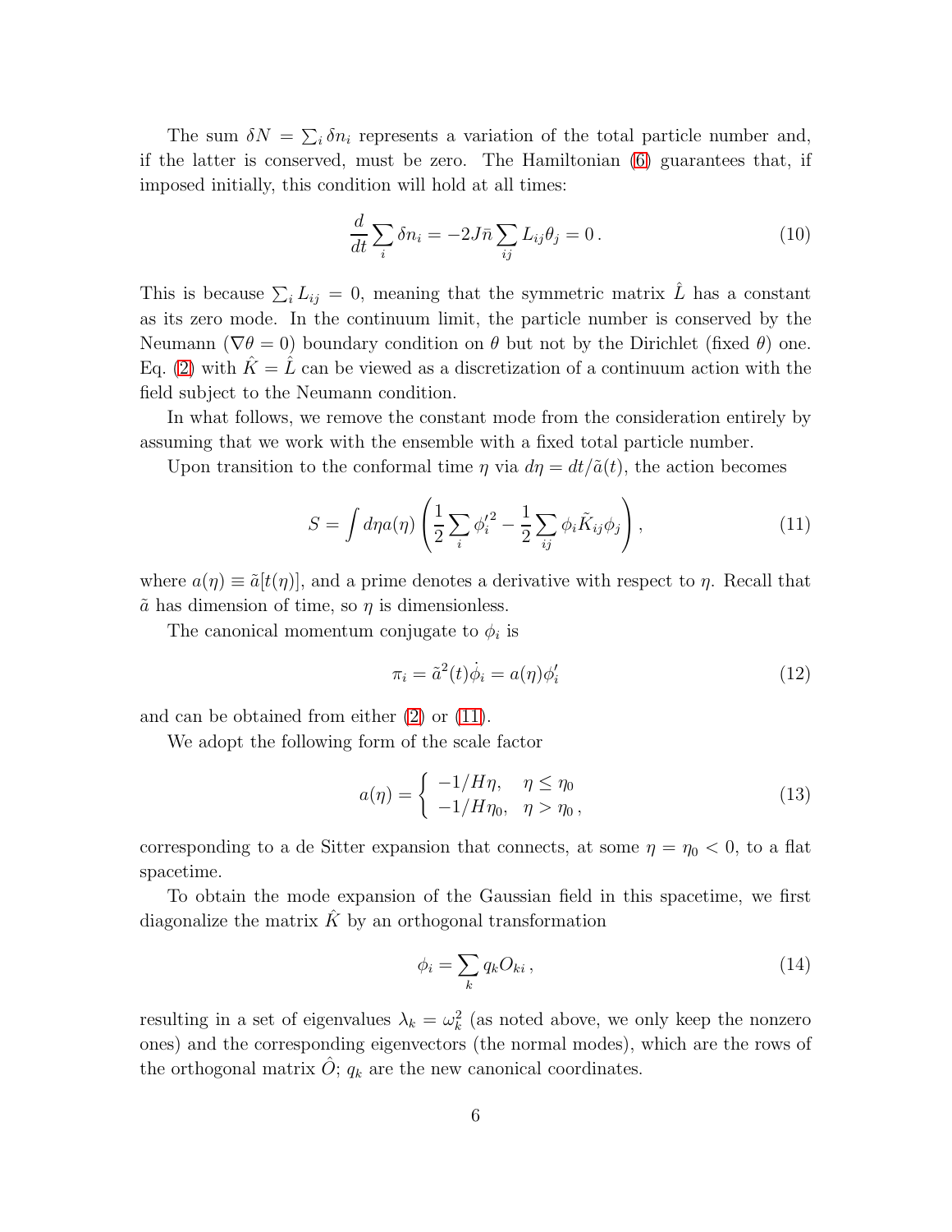The sum $\delta N = \sum_i \delta n_i$ represents a variation of the total particle number and, if the latter is conserved, must be zero. The Hamiltonian (6) guarantees that, if imposed initially, this condition will hold at all times:

$$\frac{d}{dt}\sum_i \delta n_i = -2J\bar{n}\sum_{ij} L_{ij}\theta_j = 0\,. \tag{10}$$

This is because $\sum_i L_{ij} = 0$, meaning that the symmetric matrix $\hat{L}$ has a constant as its zero mode. In the continuum limit, the particle number is conserved by the Neumann ($\nabla\theta = 0$) boundary condition on $\theta$ but not by the Dirichlet (fixed $\theta$) one. Eq. (2) with $\hat{K} = \hat{L}$ can be viewed as a discretization of a continuum action with the field subject to the Neumann condition.

In what follows, we remove the constant mode from the consideration entirely by assuming that we work with the ensemble with a fixed total particle number.

Upon transition to the conformal time $\eta$ via $d\eta = dt/\tilde{a}(t)$, the action becomes

$$S = \int d\eta\, a(\eta)\left(\frac{1}{2}\sum_i \phi_i'^2 - \frac{1}{2}\sum_{ij}\phi_i \tilde{K}_{ij}\phi_j\right), \tag{11}$$

where $a(\eta) \equiv \tilde{a}[t(\eta)]$, and a prime denotes a derivative with respect to $\eta$. Recall that $\tilde{a}$ has dimension of time, so $\eta$ is dimensionless.

The canonical momentum conjugate to $\phi_i$ is

$$\pi_i = \tilde{a}^2(t)\dot{\phi}_i = a(\eta)\phi_i' \tag{12}$$

and can be obtained from either (2) or (11).

We adopt the following form of the scale factor

$$a(\eta) = \begin{cases} -1/H\eta, & \eta \le \eta_0 \\ -1/H\eta_0, & \eta > \eta_0\,, \end{cases} \tag{13}$$

corresponding to a de Sitter expansion that connects, at some $\eta = \eta_0 < 0$, to a flat spacetime.

To obtain the mode expansion of the Gaussian field in this spacetime, we first diagonalize the matrix $\hat{K}$ by an orthogonal transformation

$$\phi_i = \sum_k q_k O_{ki}\,, \tag{14}$$

resulting in a set of eigenvalues $\lambda_k = \omega_k^2$ (as noted above, we only keep the nonzero ones) and the corresponding eigenvectors (the normal modes), which are the rows of the orthogonal matrix $\hat{O}$; $q_k$ are the new canonical coordinates.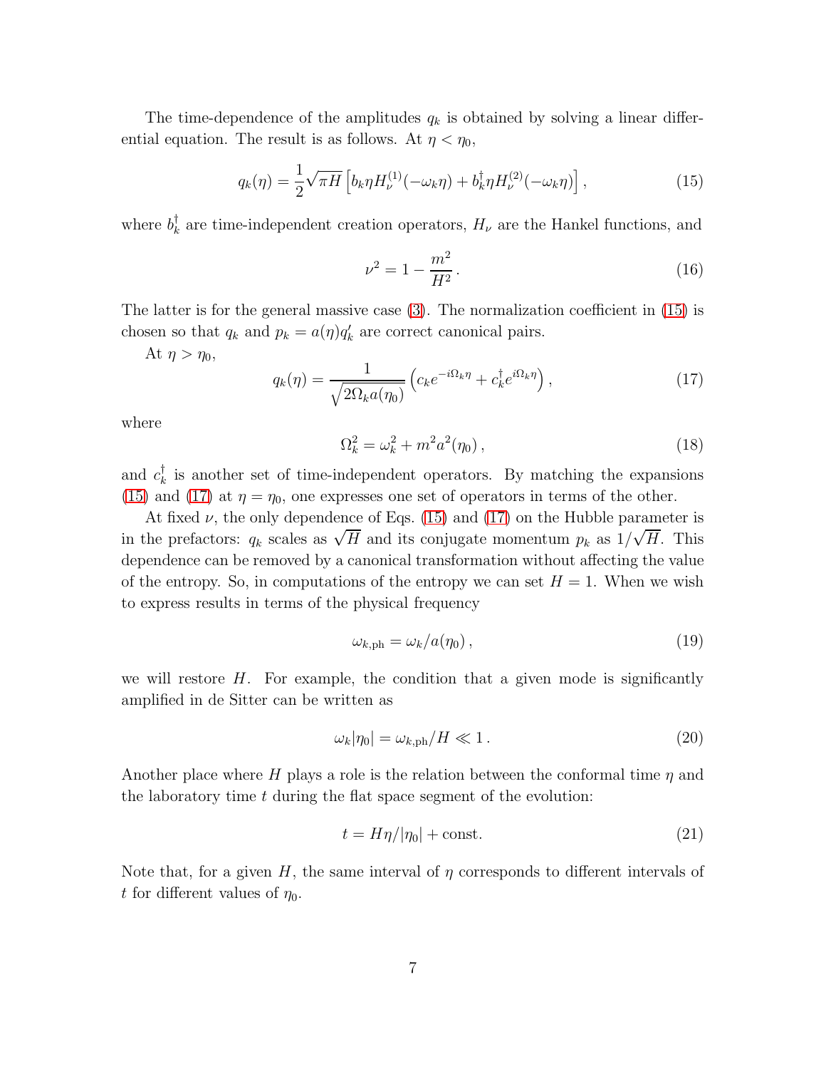The time-dependence of the amplitudes $q_k$ is obtained by solving a linear differential equation. The result is as follows. At $\eta < \eta_0$,

$$
q_k(\eta) = \frac{1}{2}\sqrt{\pi H}\left[b_k \eta H_\nu^{(1)}(-\omega_k \eta) + b_k^\dagger \eta H_\nu^{(2)}(-\omega_k \eta)\right], \tag{15}
$$

where $b_k^\dagger$ are time-independent creation operators, $H_\nu$ are the Hankel functions, and

$$
\nu^2 = 1 - \frac{m^2}{H^2}. \tag{16}
$$

The latter is for the general massive case (3). The normalization coefficient in (15) is chosen so that $q_k$ and $p_k = a(\eta)q_k'$ are correct canonical pairs.

At $\eta > \eta_0$,

$$
q_k(\eta) = \frac{1}{\sqrt{2\Omega_k a(\eta_0)}}\left(c_k e^{-i\Omega_k \eta} + c_k^\dagger e^{i\Omega_k \eta}\right), \tag{17}
$$

where

$$
\Omega_k^2 = \omega_k^2 + m^2 a^2(\eta_0), \tag{18}
$$

and $c_k^\dagger$ is another set of time-independent operators. By matching the expansions (15) and (17) at $\eta = \eta_0$, one expresses one set of operators in terms of the other.

At fixed $\nu$, the only dependence of Eqs. (15) and (17) on the Hubble parameter is in the prefactors: $q_k$ scales as $\sqrt{H}$ and its conjugate momentum $p_k$ as $1/\sqrt{H}$. This dependence can be removed by a canonical transformation without affecting the value of the entropy. So, in computations of the entropy we can set $H = 1$. When we wish to express results in terms of the physical frequency

$$
\omega_{k,\mathrm{ph}} = \omega_k / a(\eta_0), \tag{19}
$$

we will restore $H$. For example, the condition that a given mode is significantly amplified in de Sitter can be written as

$$
\omega_k |\eta_0| = \omega_{k,\mathrm{ph}}/H \ll 1. \tag{20}
$$

Another place where $H$ plays a role is the relation between the conformal time $\eta$ and the laboratory time $t$ during the flat space segment of the evolution:

$$
t = H\eta/|\eta_0| + \mathrm{const}. \tag{21}
$$

Note that, for a given $H$, the same interval of $\eta$ corresponds to different intervals of $t$ for different values of $\eta_0$.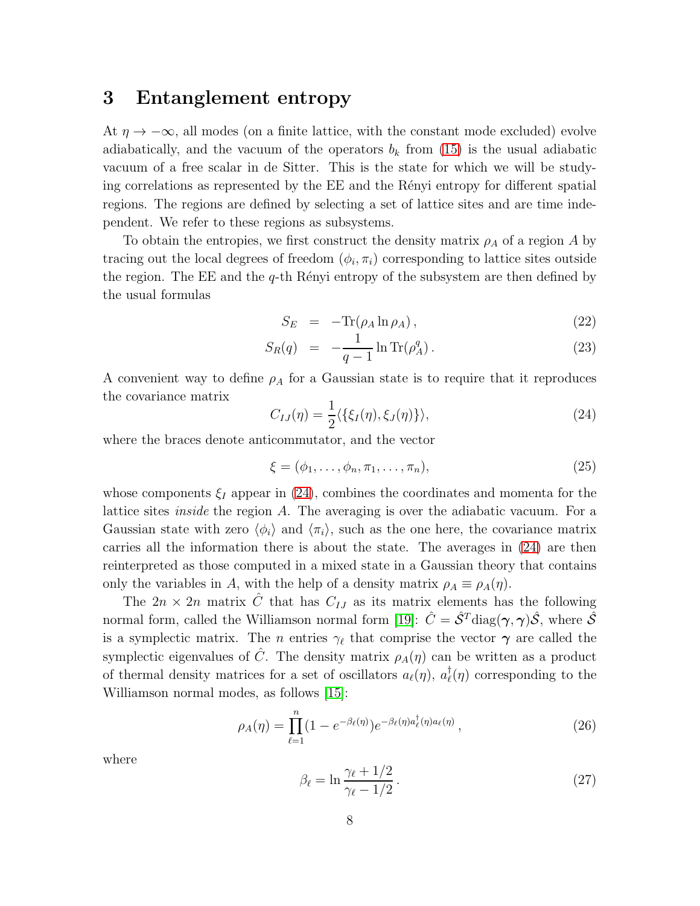## 3 Entanglement entropy

At $\eta \to -\infty$, all modes (on a finite lattice, with the constant mode excluded) evolve adiabatically, and the vacuum of the operators $b_k$ from (15) is the usual adiabatic vacuum of a free scalar in de Sitter. This is the state for which we will be studying correlations as represented by the EE and the Rényi entropy for different spatial regions. The regions are defined by selecting a set of lattice sites and are time independent. We refer to these regions as subsystems.

To obtain the entropies, we first construct the density matrix $\rho_A$ of a region $A$ by tracing out the local degrees of freedom $(\phi_i, \pi_i)$ corresponding to lattice sites outside the region. The EE and the $q$-th Rényi entropy of the subsystem are then defined by the usual formulas

$$
\begin{aligned}
S_E &= -\mathrm{Tr}(\rho_A \ln \rho_A) \,, \qquad (22)\\
S_R(q) &= -\frac{1}{q-1} \ln \mathrm{Tr}(\rho_A^q) \,. \qquad (23)
\end{aligned}
$$

A convenient way to define $\rho_A$ for a Gaussian state is to require that it reproduces the covariance matrix

$$
C_{IJ}(\eta) = \frac{1}{2}\langle\{\xi_I(\eta), \xi_J(\eta)\}\rangle, \qquad (24)
$$

where the braces denote anticommutator, and the vector

$$
\xi = (\phi_1, \ldots, \phi_n, \pi_1, \ldots, \pi_n), \qquad (25)
$$

whose components $\xi_I$ appear in (24), combines the coordinates and momenta for the lattice sites *inside* the region $A$. The averaging is over the adiabatic vacuum. For a Gaussian state with zero $\langle\phi_i\rangle$ and $\langle\pi_i\rangle$, such as the one here, the covariance matrix carries all the information there is about the state. The averages in (24) are then reinterpreted as those computed in a mixed state in a Gaussian theory that contains only the variables in $A$, with the help of a density matrix $\rho_A \equiv \rho_A(\eta)$.

The $2n \times 2n$ matrix $\hat{C}$ that has $C_{IJ}$ as its matrix elements has the following normal form, called the Williamson normal form [19]: $\hat{C} = \hat{\mathcal{S}}^T \mathrm{diag}(\boldsymbol{\gamma}, \boldsymbol{\gamma})\hat{\mathcal{S}}$, where $\hat{\mathcal{S}}$ is a symplectic matrix. The $n$ entries $\gamma_\ell$ that comprise the vector $\boldsymbol{\gamma}$ are called the symplectic eigenvalues of $\hat{C}$. The density matrix $\rho_A(\eta)$ can be written as a product of thermal density matrices for a set of oscillators $a_\ell(\eta)$, $a_\ell^\dagger(\eta)$ corresponding to the Williamson normal modes, as follows [15]:

$$
\rho_A(\eta) = \prod_{\ell=1}^{n} (1 - e^{-\beta_\ell(\eta)}) e^{-\beta_\ell(\eta) a_\ell^\dagger(\eta) a_\ell(\eta)} \,, \qquad (26)
$$

where

$$
\beta_\ell = \ln \frac{\gamma_\ell + 1/2}{\gamma_\ell - 1/2} \,. \qquad (27)
$$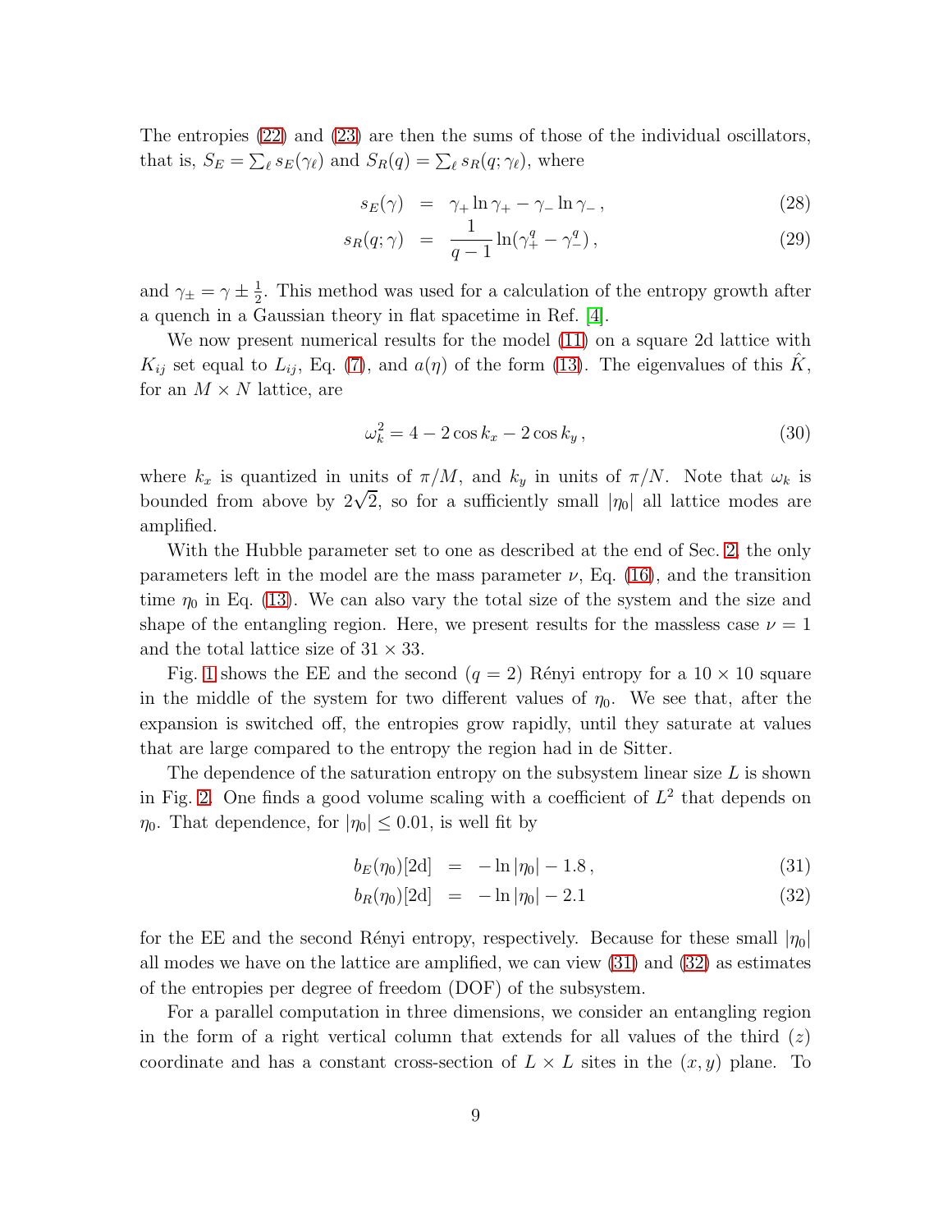The entropies (22) and (23) are then the sums of those of the individual oscillators, that is, $S_E = \sum_\ell s_E(\gamma_\ell)$ and $S_R(q) = \sum_\ell s_R(q; \gamma_\ell)$, where

$$s_E(\gamma) = \gamma_+ \ln \gamma_+ - \gamma_- \ln \gamma_- \,, \tag{28}$$

$$s_R(q;\gamma) = \frac{1}{q-1} \ln(\gamma_+^q - \gamma_-^q) \,, \tag{29}$$

and $\gamma_\pm = \gamma \pm \frac{1}{2}$. This method was used for a calculation of the entropy growth after a quench in a Gaussian theory in flat spacetime in Ref. [4].

We now present numerical results for the model (11) on a square 2d lattice with $K_{ij}$ set equal to $L_{ij}$, Eq. (7), and $a(\eta)$ of the form (13). The eigenvalues of this $\hat{K}$, for an $M \times N$ lattice, are

$$\omega_k^2 = 4 - 2\cos k_x - 2\cos k_y \,, \tag{30}$$

where $k_x$ is quantized in units of $\pi/M$, and $k_y$ in units of $\pi/N$. Note that $\omega_k$ is bounded from above by $2\sqrt{2}$, so for a sufficiently small $|\eta_0|$ all lattice modes are amplified.

With the Hubble parameter set to one as described at the end of Sec. 2, the only parameters left in the model are the mass parameter $\nu$, Eq. (16), and the transition time $\eta_0$ in Eq. (13). We can also vary the total size of the system and the size and shape of the entangling region. Here, we present results for the massless case $\nu = 1$ and the total lattice size of $31 \times 33$.

Fig. 1 shows the EE and the second ($q = 2$) Rényi entropy for a $10 \times 10$ square in the middle of the system for two different values of $\eta_0$. We see that, after the expansion is switched off, the entropies grow rapidly, until they saturate at values that are large compared to the entropy the region had in de Sitter.

The dependence of the saturation entropy on the subsystem linear size $L$ is shown in Fig. 2. One finds a good volume scaling with a coefficient of $L^2$ that depends on $\eta_0$. That dependence, for $|\eta_0| \leq 0.01$, is well fit by

$$b_E(\eta_0)[\text{2d}] = -\ln|\eta_0| - 1.8 \,, \tag{31}$$

$$b_R(\eta_0)[\text{2d}] = -\ln|\eta_0| - 2.1 \tag{32}$$

for the EE and the second Rényi entropy, respectively. Because for these small $|\eta_0|$ all modes we have on the lattice are amplified, we can view (31) and (32) as estimates of the entropies per degree of freedom (DOF) of the subsystem.

For a parallel computation in three dimensions, we consider an entangling region in the form of a right vertical column that extends for all values of the third ($z$) coordinate and has a constant cross-section of $L \times L$ sites in the $(x, y)$ plane. To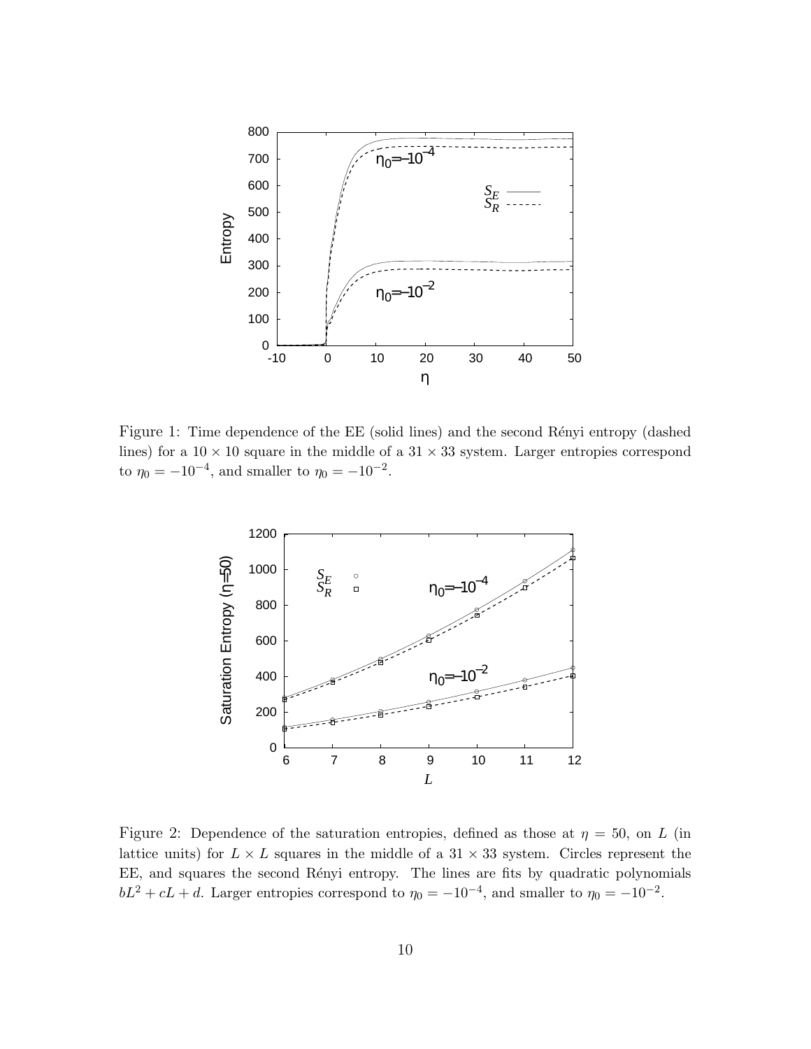Figure 1: Time dependence of the EE (solid lines) and the second Rényi entropy (dashed lines) for a $10 \times 10$ square in the middle of a $31 \times 33$ system. Larger entropies correspond to $\eta_0 = -10^{-4}$, and smaller to $\eta_0 = -10^{-2}$.

Figure 2: Dependence of the saturation entropies, defined as those at $\eta = 50$, on $L$ (in lattice units) for $L \times L$ squares in the middle of a $31 \times 33$ system. Circles represent the EE, and squares the second Rényi entropy. The lines are fits by quadratic polynomials $bL^2 + cL + d$. Larger entropies correspond to $\eta_0 = -10^{-4}$, and smaller to $\eta_0 = -10^{-2}$.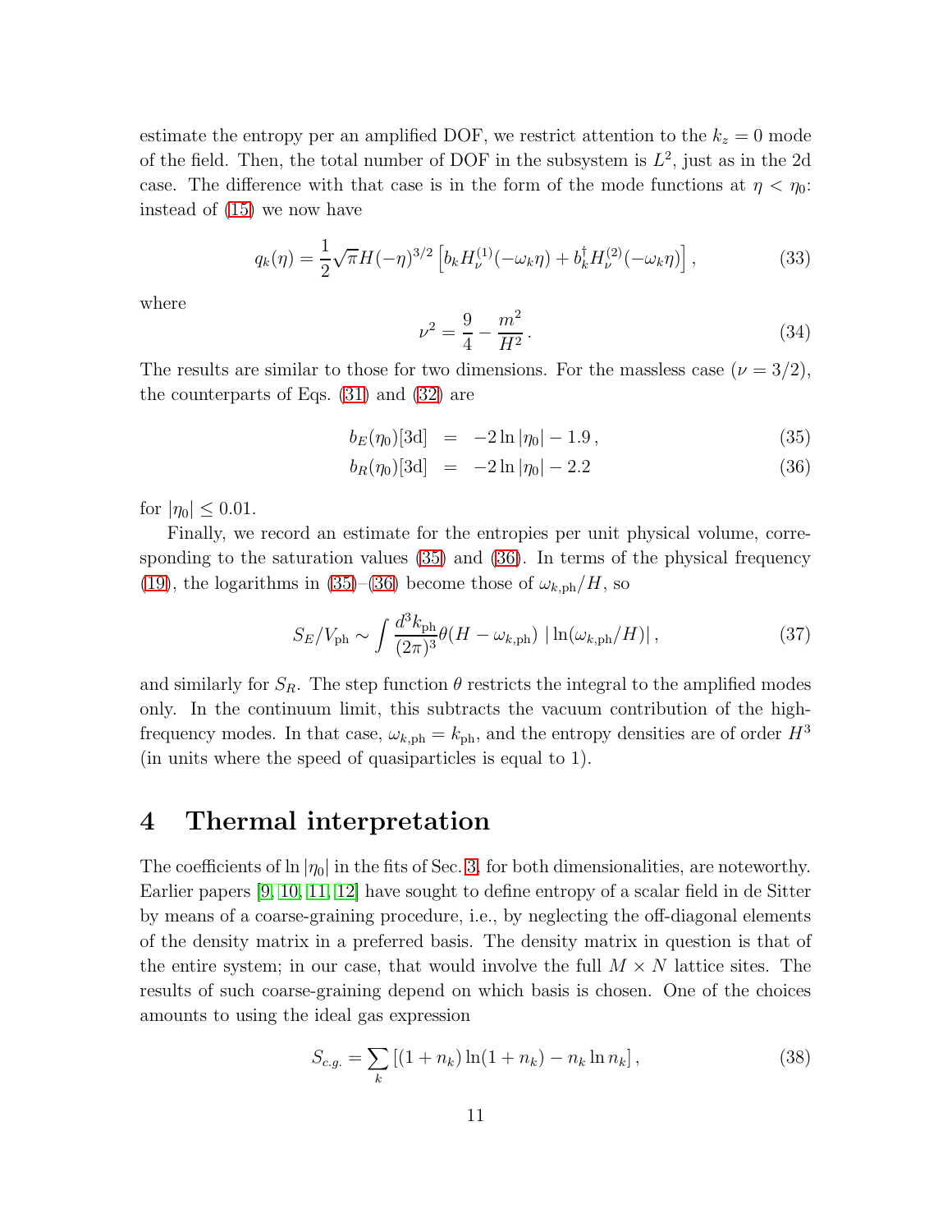estimate the entropy per an amplified DOF, we restrict attention to the $k_z = 0$ mode of the field. Then, the total number of DOF in the subsystem is $L^2$, just as in the 2d case. The difference with that case is in the form of the mode functions at $\eta < \eta_0$: instead of (15) we now have

$$q_k(\eta) = \frac{1}{2}\sqrt{\pi} H(-\eta)^{3/2} \left[ b_k H_\nu^{(1)}(-\omega_k \eta) + b_k^\dagger H_\nu^{(2)}(-\omega_k \eta) \right], \tag{33}$$

where

$$\nu^2 = \frac{9}{4} - \frac{m^2}{H^2}. \tag{34}$$

The results are similar to those for two dimensions. For the massless case ($\nu = 3/2$), the counterparts of Eqs. (31) and (32) are

$$b_E(\eta_0)[\text{3d}] = -2\ln|\eta_0| - 1.9\,, \tag{35}$$

$$b_R(\eta_0)[\text{3d}] = -2\ln|\eta_0| - 2.2 \tag{36}$$

for $|\eta_0| \leq 0.01$.

Finally, we record an estimate for the entropies per unit physical volume, corresponding to the saturation values (35) and (36). In terms of the physical frequency (19), the logarithms in (35)–(36) become those of $\omega_{k,\text{ph}}/H$, so

$$S_E/V_{\text{ph}} \sim \int \frac{d^3 k_{\text{ph}}}{(2\pi)^3} \theta(H - \omega_{k,\text{ph}})\, |\ln(\omega_{k,\text{ph}}/H)|\,, \tag{37}$$

and similarly for $S_R$. The step function $\theta$ restricts the integral to the amplified modes only. In the continuum limit, this subtracts the vacuum contribution of the high-frequency modes. In that case, $\omega_{k,\text{ph}} = k_{\text{ph}}$, and the entropy densities are of order $H^3$ (in units where the speed of quasiparticles is equal to 1).

# 4 Thermal interpretation

The coefficients of $\ln|\eta_0|$ in the fits of Sec. 3, for both dimensionalities, are noteworthy. Earlier papers [9, 10, 11, 12] have sought to define entropy of a scalar field in de Sitter by means of a coarse-graining procedure, i.e., by neglecting the off-diagonal elements of the density matrix in a preferred basis. The density matrix in question is that of the entire system; in our case, that would involve the full $M \times N$ lattice sites. The results of such coarse-graining depend on which basis is chosen. One of the choices amounts to using the ideal gas expression

$$S_{c.g.} = \sum_k \left[ (1 + n_k)\ln(1 + n_k) - n_k \ln n_k \right], \tag{38}$$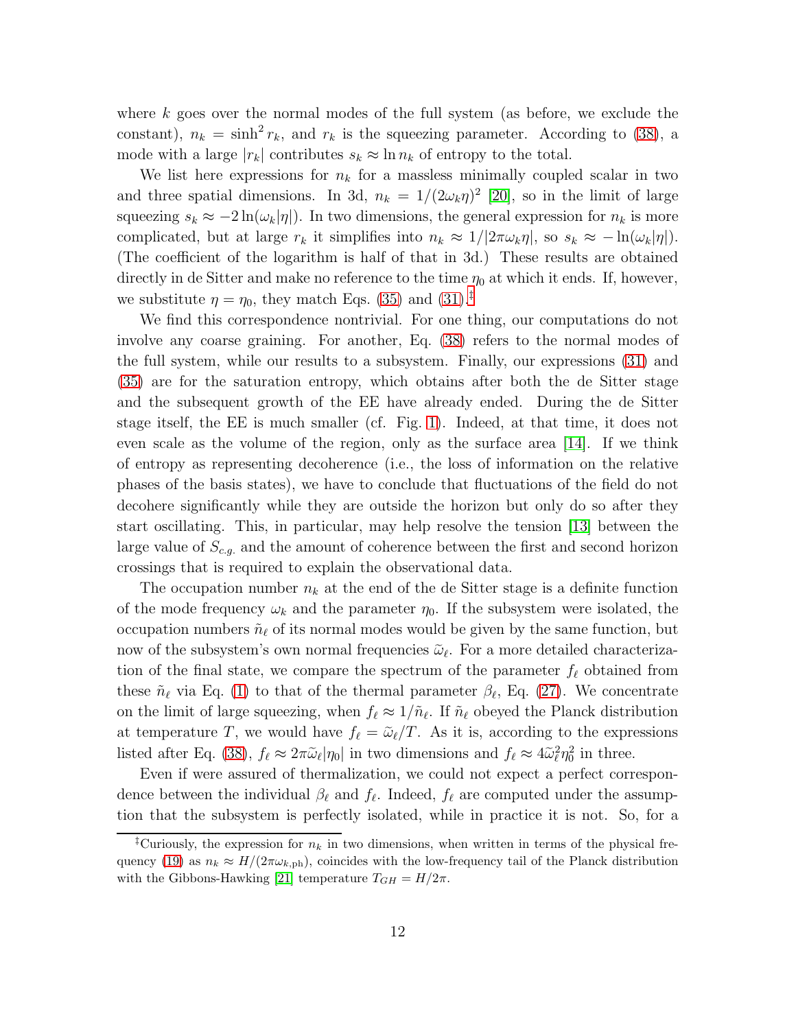where $k$ goes over the normal modes of the full system (as before, we exclude the constant), $n_k = \sinh^2 r_k$, and $r_k$ is the squeezing parameter. According to (38), a mode with a large $|r_k|$ contributes $s_k \approx \ln n_k$ of entropy to the total.

We list here expressions for $n_k$ for a massless minimally coupled scalar in two and three spatial dimensions. In 3d, $n_k = 1/(2\omega_k \eta)^2$ [20], so in the limit of large squeezing $s_k \approx -2\ln(\omega_k|\eta|)$. In two dimensions, the general expression for $n_k$ is more complicated, but at large $r_k$ it simplifies into $n_k \approx 1/|2\pi\omega_k\eta|$, so $s_k \approx -\ln(\omega_k|\eta|)$. (The coefficient of the logarithm is half of that in 3d.) These results are obtained directly in de Sitter and make no reference to the time $\eta_0$ at which it ends. If, however, we substitute $\eta = \eta_0$, they match Eqs. (35) and (31).[‡]

We find this correspondence nontrivial. For one thing, our computations do not involve any coarse graining. For another, Eq. (38) refers to the normal modes of the full system, while our results to a subsystem. Finally, our expressions (31) and (35) are for the saturation entropy, which obtains after both the de Sitter stage and the subsequent growth of the EE have already ended. During the de Sitter stage itself, the EE is much smaller (cf. Fig. 1). Indeed, at that time, it does not even scale as the volume of the region, only as the surface area [14]. If we think of entropy as representing decoherence (i.e., the loss of information on the relative phases of the basis states), we have to conclude that fluctuations of the field do not decohere significantly while they are outside the horizon but only do so after they start oscillating. This, in particular, may help resolve the tension [13] between the large value of $S_{c.g.}$ and the amount of coherence between the first and second horizon crossings that is required to explain the observational data.

The occupation number $n_k$ at the end of the de Sitter stage is a definite function of the mode frequency $\omega_k$ and the parameter $\eta_0$. If the subsystem were isolated, the occupation numbers $\tilde{n}_\ell$ of its normal modes would be given by the same function, but now of the subsystem's own normal frequencies $\widetilde{\omega}_\ell$. For a more detailed characterization of the final state, we compare the spectrum of the parameter $f_\ell$ obtained from these $\tilde{n}_\ell$ via Eq. (1) to that of the thermal parameter $\beta_\ell$, Eq. (27). We concentrate on the limit of large squeezing, when $f_\ell \approx 1/\tilde{n}_\ell$. If $\tilde{n}_\ell$ obeyed the Planck distribution at temperature $T$, we would have $f_\ell = \widetilde{\omega}_\ell/T$. As it is, according to the expressions listed after Eq. (38), $f_\ell \approx 2\pi\widetilde{\omega}_\ell|\eta_0|$ in two dimensions and $f_\ell \approx 4\widetilde{\omega}_\ell^2\eta_0^2$ in three.

Even if were assured of thermalization, we could not expect a perfect correspondence between the individual $\beta_\ell$ and $f_\ell$. Indeed, $f_\ell$ are computed under the assumption that the subsystem is perfectly isolated, while in practice it is not. So, for a

[‡]Curiously, the expression for $n_k$ in two dimensions, when written in terms of the physical frequency (19) as $n_k \approx H/(2\pi\omega_{k,\mathrm{ph}})$, coincides with the low-frequency tail of the Planck distribution with the Gibbons-Hawking [21] temperature $T_{GH} = H/2\pi$.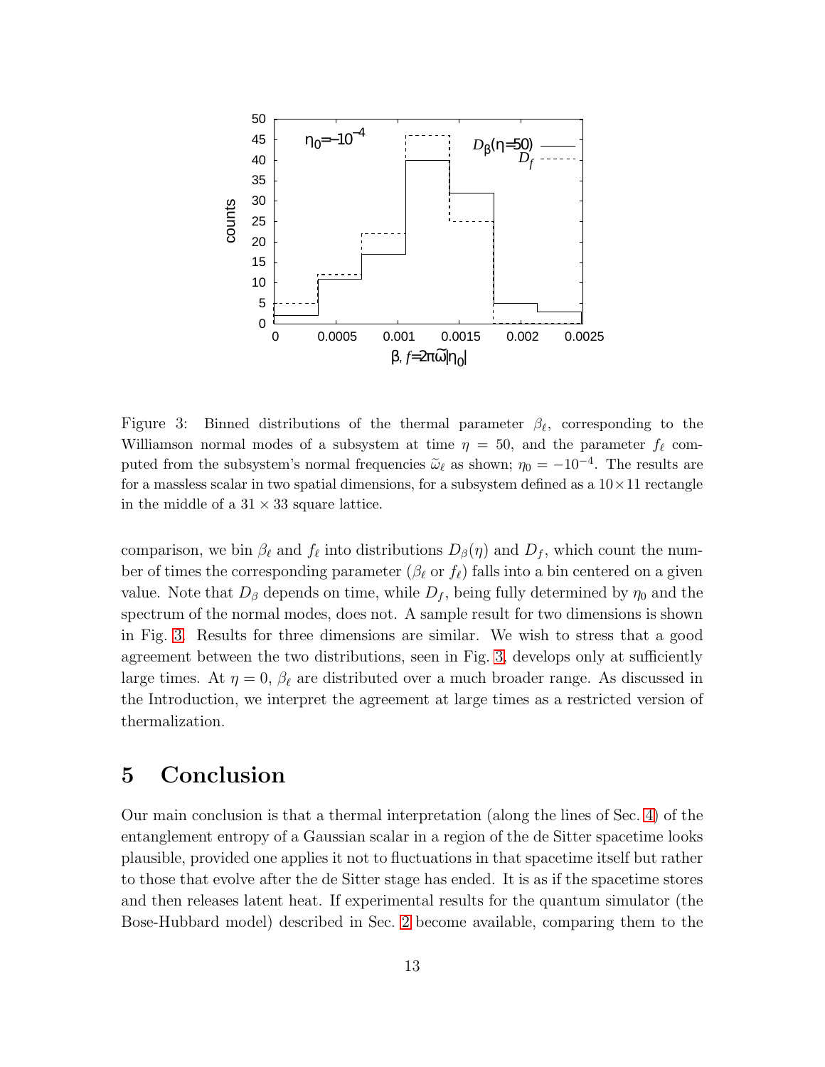Figure 3: Binned distributions of the thermal parameter $\beta_\ell$, corresponding to the Williamson normal modes of a subsystem at time $\eta = 50$, and the parameter $f_\ell$ computed from the subsystem's normal frequencies $\widetilde{\omega}_\ell$ as shown; $\eta_0 = -10^{-4}$. The results are for a massless scalar in two spatial dimensions, for a subsystem defined as a $10 \times 11$ rectangle in the middle of a $31 \times 33$ square lattice.

comparison, we bin $\beta_\ell$ and $f_\ell$ into distributions $D_\beta(\eta)$ and $D_f$, which count the number of times the corresponding parameter ($\beta_\ell$ or $f_\ell$) falls into a bin centered on a given value. Note that $D_\beta$ depends on time, while $D_f$, being fully determined by $\eta_0$ and the spectrum of the normal modes, does not. A sample result for two dimensions is shown in Fig. 3. Results for three dimensions are similar. We wish to stress that a good agreement between the two distributions, seen in Fig. 3, develops only at sufficiently large times. At $\eta = 0$, $\beta_\ell$ are distributed over a much broader range. As discussed in the Introduction, we interpret the agreement at large times as a restricted version of thermalization.

## 5 Conclusion

Our main conclusion is that a thermal interpretation (along the lines of Sec. 4) of the entanglement entropy of a Gaussian scalar in a region of the de Sitter spacetime looks plausible, provided one applies it not to fluctuations in that spacetime itself but rather to those that evolve after the de Sitter stage has ended. It is as if the spacetime stores and then releases latent heat. If experimental results for the quantum simulator (the Bose-Hubbard model) described in Sec. 2 become available, comparing them to the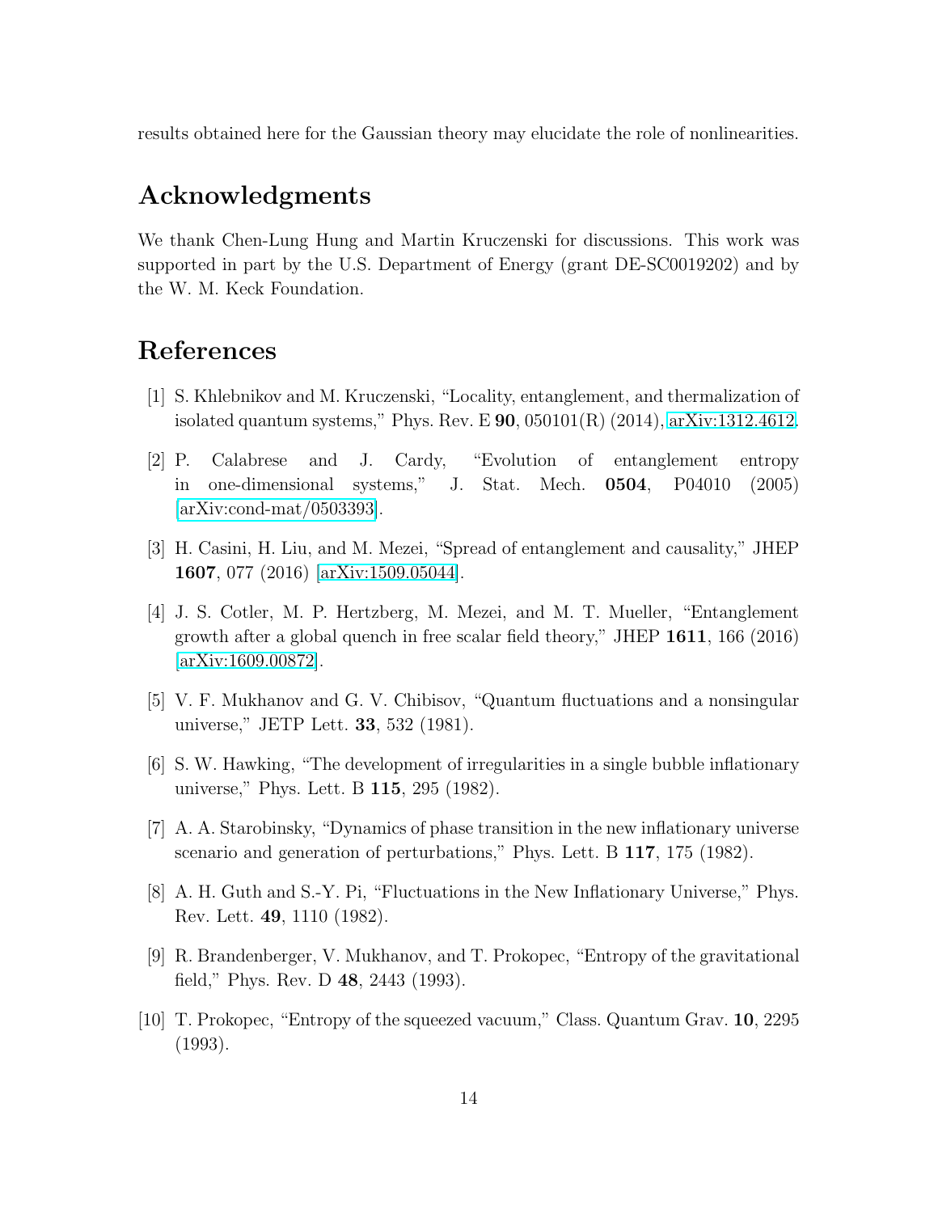results obtained here for the Gaussian theory may elucidate the role of nonlinearities.

## Acknowledgments

We thank Chen-Lung Hung and Martin Kruczenski for discussions. This work was supported in part by the U.S. Department of Energy (grant DE-SC0019202) and by the W. M. Keck Foundation.

## References

[1] S. Khlebnikov and M. Kruczenski, "Locality, entanglement, and thermalization of isolated quantum systems," Phys. Rev. E **90**, 050101(R) (2014), arXiv:1312.4612.

[2] P. Calabrese and J. Cardy, "Evolution of entanglement entropy in one-dimensional systems," J. Stat. Mech. **0504**, P04010 (2005) [arXiv:cond-mat/0503393].

[3] H. Casini, H. Liu, and M. Mezei, "Spread of entanglement and causality," JHEP **1607**, 077 (2016) [arXiv:1509.05044].

[4] J. S. Cotler, M. P. Hertzberg, M. Mezei, and M. T. Mueller, "Entanglement growth after a global quench in free scalar field theory," JHEP **1611**, 166 (2016) [arXiv:1609.00872].

[5] V. F. Mukhanov and G. V. Chibisov, "Quantum fluctuations and a nonsingular universe," JETP Lett. **33**, 532 (1981).

[6] S. W. Hawking, "The development of irregularities in a single bubble inflationary universe," Phys. Lett. B **115**, 295 (1982).

[7] A. A. Starobinsky, "Dynamics of phase transition in the new inflationary universe scenario and generation of perturbations," Phys. Lett. B **117**, 175 (1982).

[8] A. H. Guth and S.-Y. Pi, "Fluctuations in the New Inflationary Universe," Phys. Rev. Lett. **49**, 1110 (1982).

[9] R. Brandenberger, V. Mukhanov, and T. Prokopec, "Entropy of the gravitational field," Phys. Rev. D **48**, 2443 (1993).

[10] T. Prokopec, "Entropy of the squeezed vacuum," Class. Quantum Grav. **10**, 2295 (1993).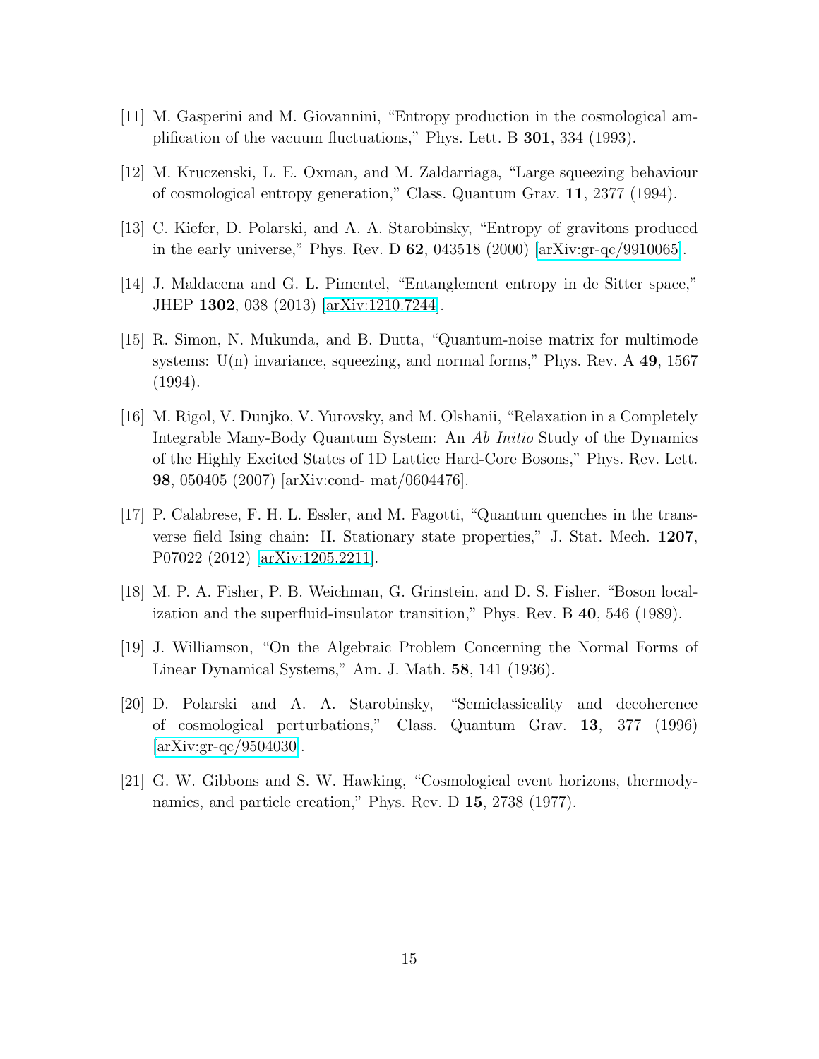[11] M. Gasperini and M. Giovannini, "Entropy production in the cosmological amplification of the vacuum fluctuations," Phys. Lett. B **301**, 334 (1993).

[12] M. Kruczenski, L. E. Oxman, and M. Zaldarriaga, "Large squeezing behaviour of cosmological entropy generation," Class. Quantum Grav. **11**, 2377 (1994).

[13] C. Kiefer, D. Polarski, and A. A. Starobinsky, "Entropy of gravitons produced in the early universe," Phys. Rev. D **62**, 043518 (2000) [arXiv:gr-qc/9910065].

[14] J. Maldacena and G. L. Pimentel, "Entanglement entropy in de Sitter space," JHEP **1302**, 038 (2013) [arXiv:1210.7244].

[15] R. Simon, N. Mukunda, and B. Dutta, "Quantum-noise matrix for multimode systems: U(n) invariance, squeezing, and normal forms," Phys. Rev. A **49**, 1567 (1994).

[16] M. Rigol, V. Dunjko, V. Yurovsky, and M. Olshanii, "Relaxation in a Completely Integrable Many-Body Quantum System: An *Ab Initio* Study of the Dynamics of the Highly Excited States of 1D Lattice Hard-Core Bosons," Phys. Rev. Lett. **98**, 050405 (2007) [arXiv:cond- mat/0604476].

[17] P. Calabrese, F. H. L. Essler, and M. Fagotti, "Quantum quenches in the transverse field Ising chain: II. Stationary state properties," J. Stat. Mech. **1207**, P07022 (2012) [arXiv:1205.2211].

[18] M. P. A. Fisher, P. B. Weichman, G. Grinstein, and D. S. Fisher, "Boson localization and the superfluid-insulator transition," Phys. Rev. B **40**, 546 (1989).

[19] J. Williamson, "On the Algebraic Problem Concerning the Normal Forms of Linear Dynamical Systems," Am. J. Math. **58**, 141 (1936).

[20] D. Polarski and A. A. Starobinsky, "Semiclassicality and decoherence of cosmological perturbations," Class. Quantum Grav. **13**, 377 (1996) [arXiv:gr-qc/9504030].

[21] G. W. Gibbons and S. W. Hawking, "Cosmological event horizons, thermodynamics, and particle creation," Phys. Rev. D **15**, 2738 (1977).